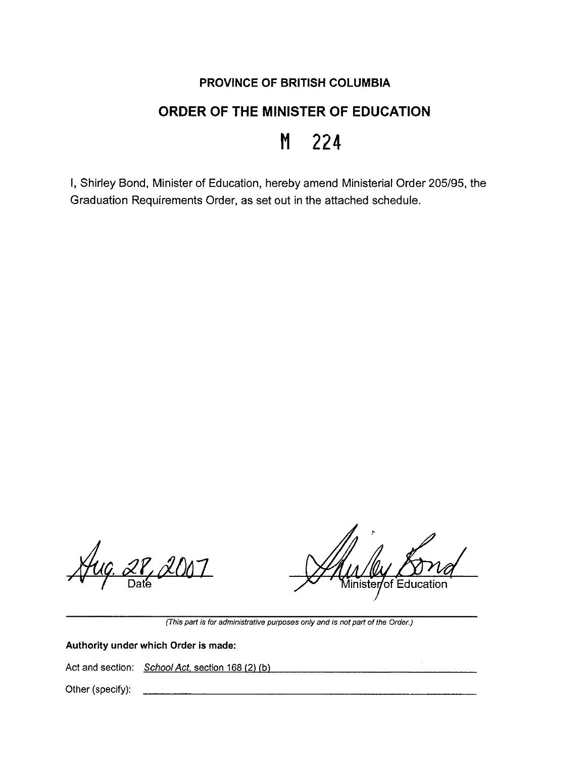**PROVINCE OF BRITISH COLUMBIA**

## ORDER OF THE MINISTER OF EDUCATION

# M 224

I, Shirley Bond, Minister of Education, hereby amend Ministerial Order 205/95, the Graduation Requirements Order, as set out in the attached schedule.

Aug. 28, 2007
Date

Shirley Bond
Minister of Education

*(This part is for administrative purposes only and is not part of the Order.)*

**Authority under which Order is made:**

Act and section: *School Act*, section 168 (2) (b)

Other (specify):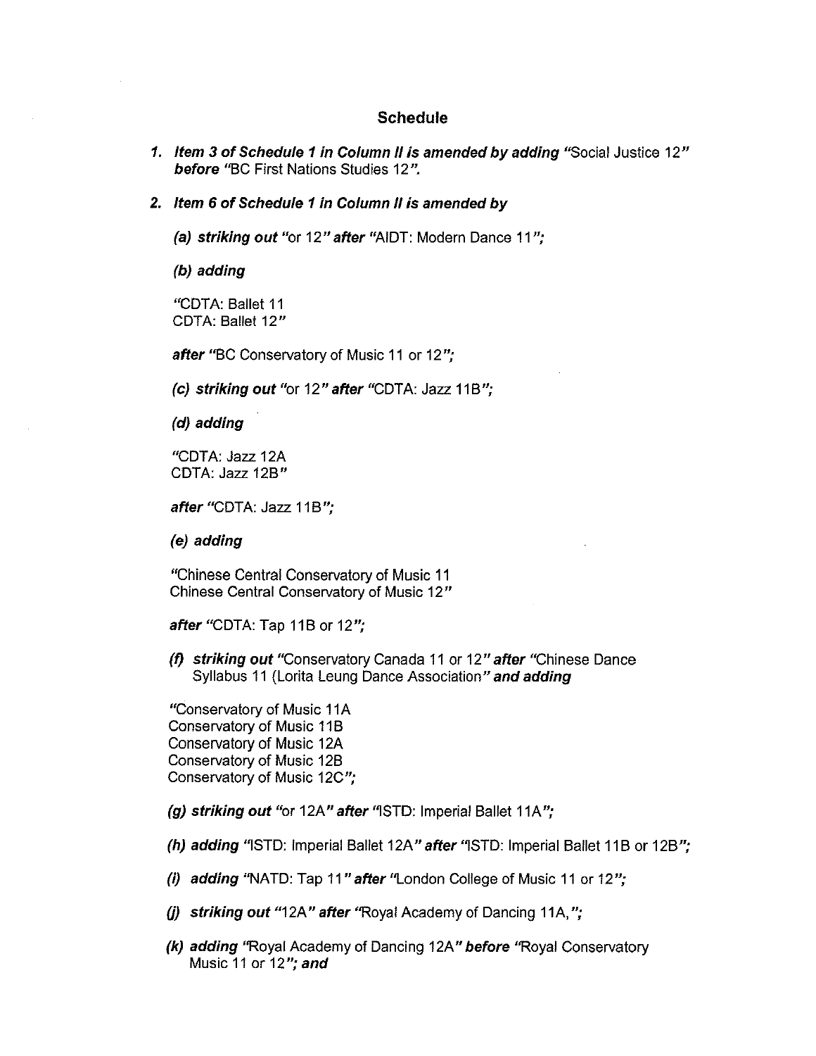## Schedule

1. ***Item 3 of Schedule 1 in Column II is amended by adding*** "Social Justice 12" ***before*** "BC First Nations Studies 12".

2. ***Item 6 of Schedule 1 in Column II is amended by***

   ***(a) striking out*** "or 12" ***after*** "AIDT: Modern Dance 11";

   ***(b) adding***

   "CDTA: Ballet 11
   CDTA: Ballet 12"

   ***after*** "BC Conservatory of Music 11 or 12";

   ***(c) striking out*** "or 12" ***after*** "CDTA: Jazz 11B";

   ***(d) adding***

   "CDTA: Jazz 12A
   CDTA: Jazz 12B"

   ***after*** "CDTA: Jazz 11B";

   ***(e) adding***

   "Chinese Central Conservatory of Music 11
   Chinese Central Conservatory of Music 12"

   ***after*** "CDTA: Tap 11B or 12";

   ***(f) striking out*** "Conservatory Canada 11 or 12" ***after*** "Chinese Dance Syllabus 11 (Lorita Leung Dance Association" ***and adding***

   "Conservatory of Music 11A
   Conservatory of Music 11B
   Conservatory of Music 12A
   Conservatory of Music 12B
   Conservatory of Music 12C";

   ***(g) striking out*** "or 12A" ***after*** "ISTD: Imperial Ballet 11A";

   ***(h) adding*** "ISTD: Imperial Ballet 12A" ***after*** "ISTD: Imperial Ballet 11B or 12B";

   ***(i) adding*** "NATD: Tap 11" ***after*** "London College of Music 11 or 12";

   ***(j) striking out*** "12A" ***after*** "Royal Academy of Dancing 11A,";

   ***(k) adding*** "Royal Academy of Dancing 12A" ***before*** "Royal Conservatory Music 11 or 12"; ***and***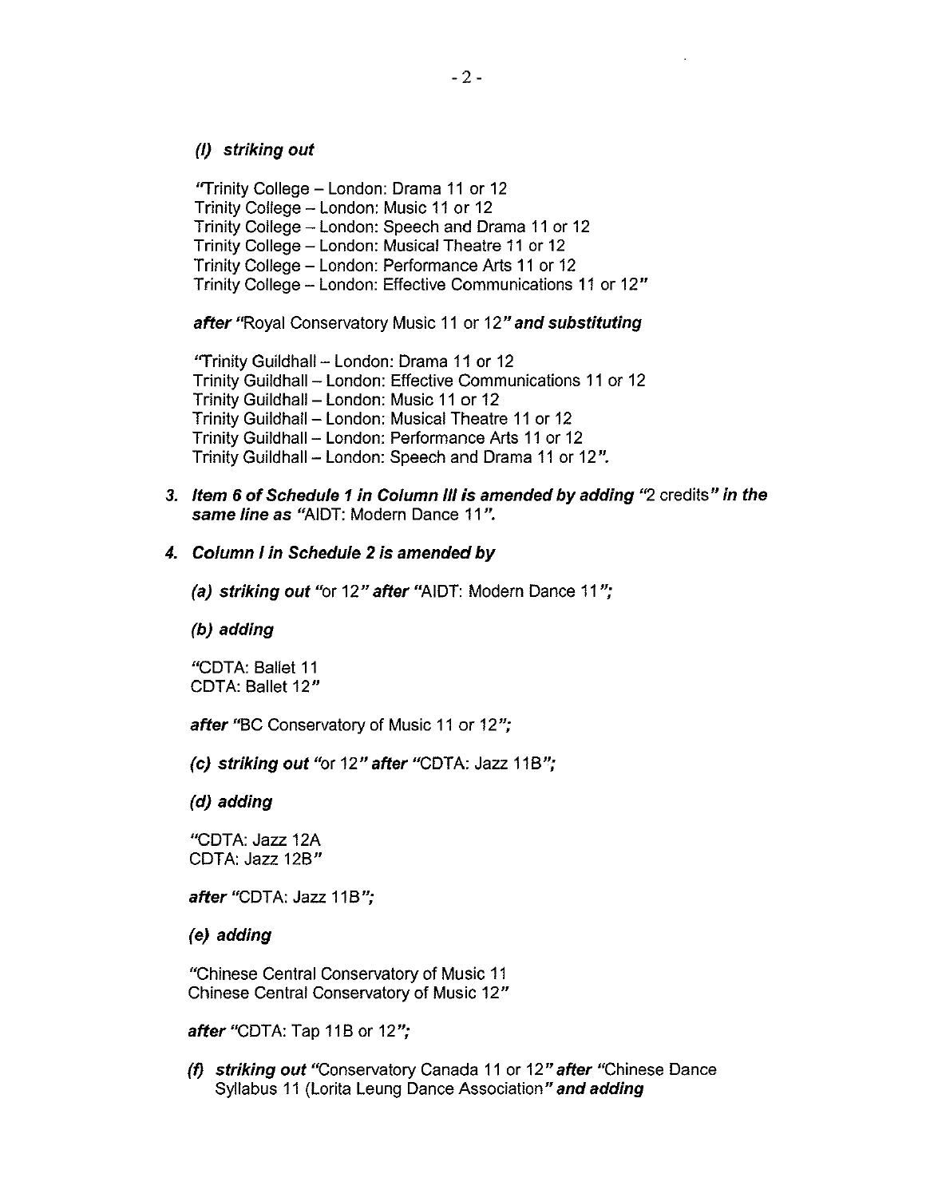*(l) striking out*

"Trinity College – London: Drama 11 or 12
Trinity College – London: Music 11 or 12
Trinity College – London: Speech and Drama 11 or 12
Trinity College – London: Musical Theatre 11 or 12
Trinity College – London: Performance Arts 11 or 12
Trinity College – London: Effective Communications 11 or 12"

***after*** "Royal Conservatory Music 11 or 12" ***and substituting***

"Trinity Guildhall – London: Drama 11 or 12
Trinity Guildhall – London: Effective Communications 11 or 12
Trinity Guildhall – London: Music 11 or 12
Trinity Guildhall – London: Musical Theatre 11 or 12
Trinity Guildhall – London: Performance Arts 11 or 12
Trinity Guildhall – London: Speech and Drama 11 or 12".

3. ***Item 6 of Schedule 1 in Column III is amended by adding*** "2 credits" ***in the same line as*** "AIDT: Modern Dance 11".

4. ***Column I in Schedule 2 is amended by***

   ***(a) striking out*** "or 12" ***after*** "AIDT: Modern Dance 11";

   ***(b) adding***

   "CDTA: Ballet 11
   CDTA: Ballet 12"

   ***after*** "BC Conservatory of Music 11 or 12";

   ***(c) striking out*** "or 12" ***after*** "CDTA: Jazz 11B";

   ***(d) adding***

   "CDTA: Jazz 12A
   CDTA: Jazz 12B"

   ***after*** "CDTA: Jazz 11B";

   ***(e) adding***

   "Chinese Central Conservatory of Music 11
   Chinese Central Conservatory of Music 12"

   ***after*** "CDTA: Tap 11B or 12";

   ***(f) striking out*** "Conservatory Canada 11 or 12" ***after*** "Chinese Dance Syllabus 11 (Lorita Leung Dance Association" ***and adding***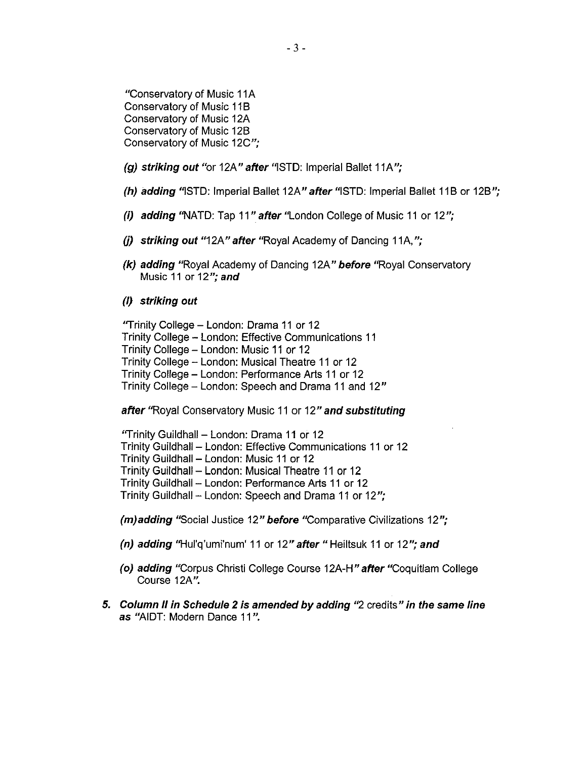"Conservatory of Music 11A
Conservatory of Music 11B
Conservatory of Music 12A
Conservatory of Music 12B
Conservatory of Music 12C";

***(g) striking out*** "or 12A" ***after*** "ISTD: Imperial Ballet 11A";

***(h) adding*** "ISTD: Imperial Ballet 12A" ***after*** "ISTD: Imperial Ballet 11B or 12B";

***(i) adding*** "NATD: Tap 11" ***after*** "London College of Music 11 or 12";

***(j) striking out*** "12A" ***after*** "Royal Academy of Dancing 11A,";

***(k) adding*** "Royal Academy of Dancing 12A" ***before*** "Royal Conservatory Music 11 or 12"; ***and***

***(l) striking out***

"Trinity College – London: Drama 11 or 12
Trinity College – London: Effective Communications 11
Trinity College – London: Music 11 or 12
Trinity College – London: Musical Theatre 11 or 12
Trinity College – London: Performance Arts 11 or 12
Trinity College – London: Speech and Drama 11 and 12"

***after*** "Royal Conservatory Music 11 or 12" ***and substituting***

"Trinity Guildhall – London: Drama 11 or 12
Trinity Guildhall – London: Effective Communications 11 or 12
Trinity Guildhall – London: Music 11 or 12
Trinity Guildhall – London: Musical Theatre 11 or 12
Trinity Guildhall – London: Performance Arts 11 or 12
Trinity Guildhall – London: Speech and Drama 11 or 12";

***(m) adding*** "Social Justice 12" ***before*** "Comparative Civilizations 12";

***(n) adding*** "Hul'q'umi'num' 11 or 12" ***after*** " Heiltsuk 11 or 12"; ***and***

***(o) adding*** "Corpus Christi College Course 12A-H" ***after*** "Coquitlam College Course 12A".

**5. *Column II in Schedule 2 is amended by adding*** "2 credits" ***in the same line as*** "AIDT: Modern Dance 11".